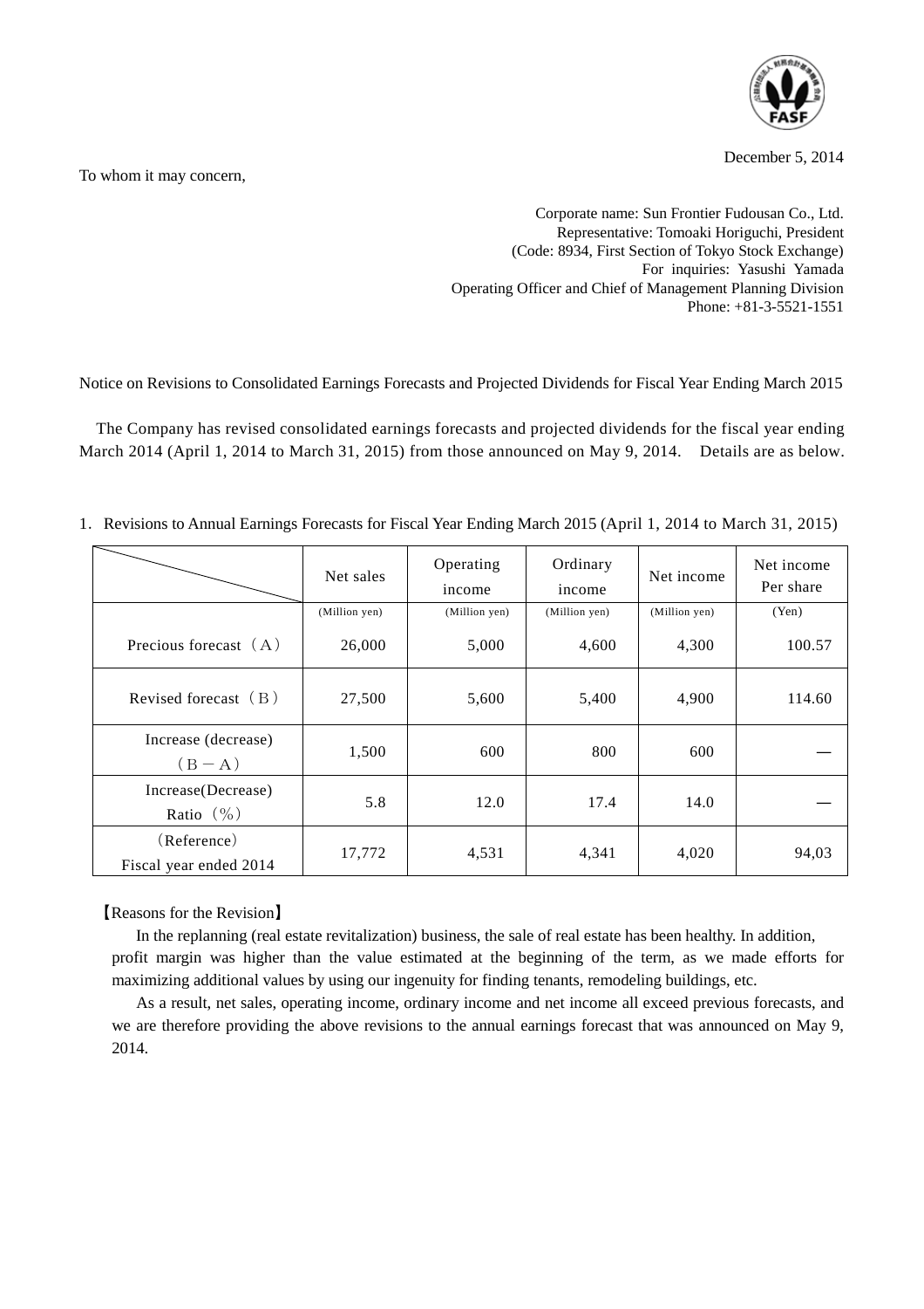December 5, 2014

To whom it may concern,

Corporate name: Sun Frontier Fudousan Co., Ltd.
Representative: Tomoaki Horiguchi, President
(Code: 8934, First Section of Tokyo Stock Exchange)
For inquiries: Yasushi Yamada
Operating Officer and Chief of Management Planning Division
Phone: +81-3-5521-1551

Notice on Revisions to Consolidated Earnings Forecasts and Projected Dividends for Fiscal Year Ending March 2015

The Company has revised consolidated earnings forecasts and projected dividends for the fiscal year ending March 2014 (April 1, 2014 to March 31, 2015) from those announced on May 9, 2014. Details are as below.

1. Revisions to Annual Earnings Forecasts for Fiscal Year Ending March 2015 (April 1, 2014 to March 31, 2015)

| | Net sales | Operating income | Ordinary income | Net income | Net income Per share |
|---|---|---|---|---|---|
| | (Million yen) | (Million yen) | (Million yen) | (Million yen) | (Yen) |
| Precious forecast（A） | 26,000 | 5,000 | 4,600 | 4,300 | 100.57 |
| Revised forecast（B） | 27,500 | 5,600 | 5,400 | 4,900 | 114.60 |
| Increase (decrease)（B－A） | 1,500 | 600 | 800 | 600 | ― |
| Increase(Decrease) Ratio（%） | 5.8 | 12.0 | 17.4 | 14.0 | ― |
| （Reference） Fiscal year ended 2014 | 17,772 | 4,531 | 4,341 | 4,020 | 94,03 |

【Reasons for the Revision】

In the replanning (real estate revitalization) business, the sale of real estate has been healthy. In addition, profit margin was higher than the value estimated at the beginning of the term, as we made efforts for maximizing additional values by using our ingenuity for finding tenants, remodeling buildings, etc.

As a result, net sales, operating income, ordinary income and net income all exceed previous forecasts, and we are therefore providing the above revisions to the annual earnings forecast that was announced on May 9, 2014.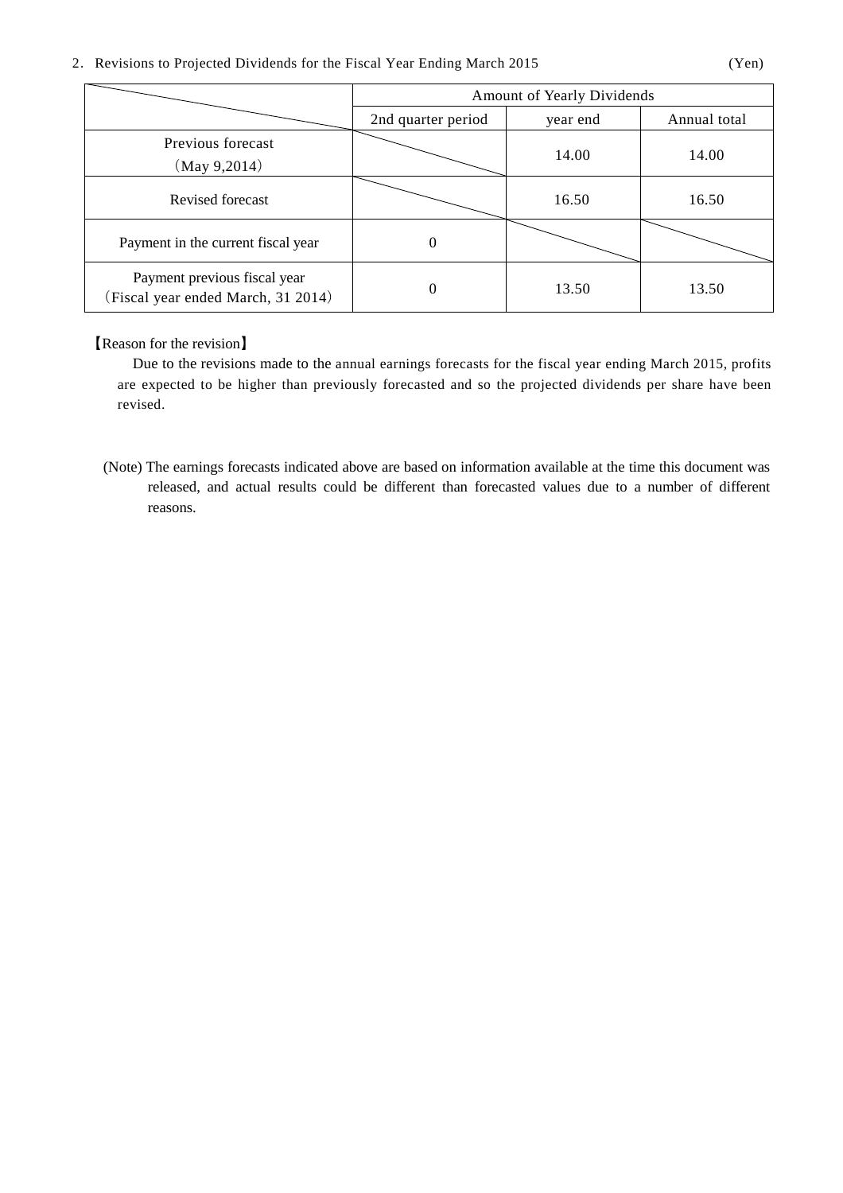## 2. Revisions to Projected Dividends for the Fiscal Year Ending March 2015

(Yen)

| | Amount of Yearly Dividends | | |
|---|---|---|---|
| | 2nd quarter period | year end | Annual total |
| Previous forecast (May 9,2014) | | 14.00 | 14.00 |
| Revised forecast | | 16.50 | 16.50 |
| Payment in the current fiscal year | 0 | | |
| Payment previous fiscal year (Fiscal year ended March, 31 2014) | 0 | 13.50 | 13.50 |

【Reason for the revision】

Due to the revisions made to the annual earnings forecasts for the fiscal year ending March 2015, profits are expected to be higher than previously forecasted and so the projected dividends per share have been revised.

(Note) The earnings forecasts indicated above are based on information available at the time this document was released, and actual results could be different than forecasted values due to a number of different reasons.